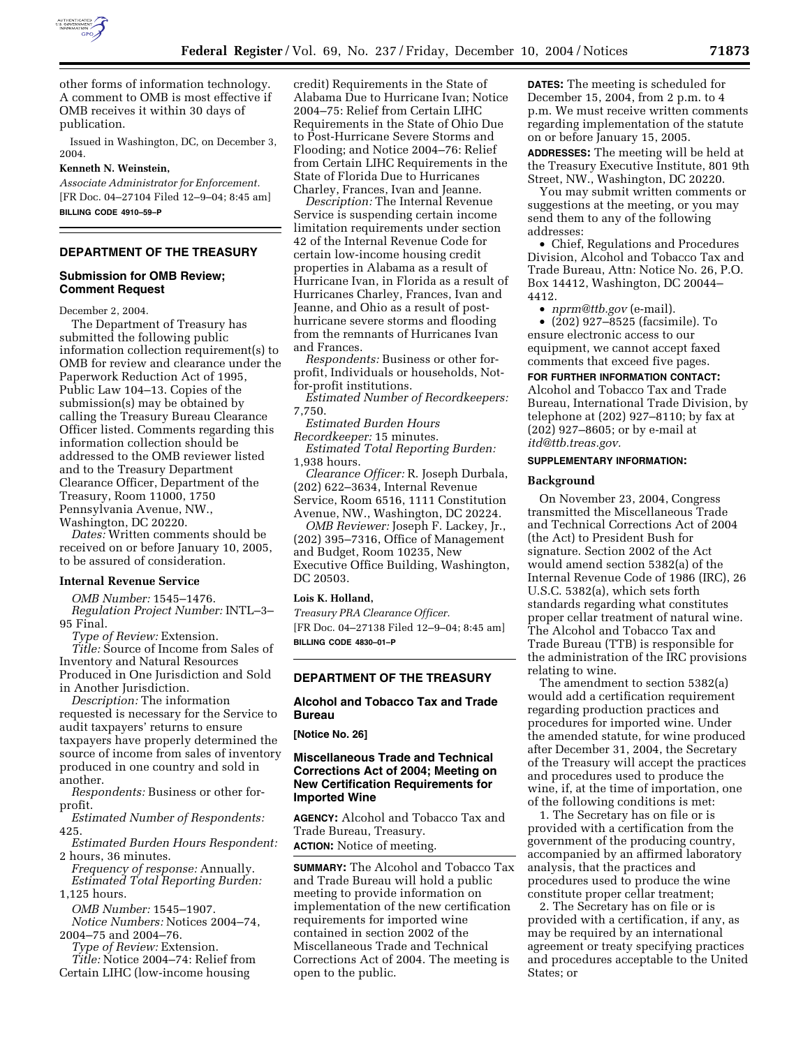other forms of information technology. A comment to OMB is most effective if OMB receives it within 30 days of publication.

Issued in Washington, DC, on December 3, 2004.

**Kenneth N. Weinstein,**

*Associate Administrator for Enforcement.*

[FR Doc. 04–27104 Filed 12–9–04; 8:45 am]

**BILLING CODE 4910–59–P**

## DEPARTMENT OF THE TREASURY

### Submission for OMB Review; Comment Request

December 2, 2004.

The Department of Treasury has submitted the following public information collection requirement(s) to OMB for review and clearance under the Paperwork Reduction Act of 1995, Public Law 104–13. Copies of the submission(s) may be obtained by calling the Treasury Bureau Clearance Officer listed. Comments regarding this information collection should be addressed to the OMB reviewer listed and to the Treasury Department Clearance Officer, Department of the Treasury, Room 11000, 1750 Pennsylvania Avenue, NW., Washington, DC 20220.

*Dates:* Written comments should be received on or before January 10, 2005, to be assured of consideration.

#### Internal Revenue Service

*OMB Number:* 1545–1476.

*Regulation Project Number:* INTL–3–95 Final.

*Type of Review:* Extension.

*Title:* Source of Income from Sales of Inventory and Natural Resources Produced in One Jurisdiction and Sold in Another Jurisdiction.

*Description:* The information requested is necessary for the Service to audit taxpayers' returns to ensure taxpayers have properly determined the source of income from sales of inventory produced in one country and sold in another.

*Respondents:* Business or other for-profit.

*Estimated Number of Respondents:* 425.

*Estimated Burden Hours Respondent:* 2 hours, 36 minutes.

*Frequency of response:* Annually.

*Estimated Total Reporting Burden:* 1,125 hours.

*OMB Number:* 1545–1907.

*Notice Numbers:* Notices 2004–74, 2004–75 and 2004–76.

*Type of Review:* Extension.

*Title:* Notice 2004–74: Relief from Certain LIHC (low-income housing credit) Requirements in the State of Alabama Due to Hurricane Ivan; Notice 2004–75: Relief from Certain LIHC Requirements in the State of Ohio Due to Post-Hurricane Severe Storms and Flooding; and Notice 2004–76: Relief from Certain LIHC Requirements in the State of Florida Due to Hurricanes Charley, Frances, Ivan and Jeanne.

*Description:* The Internal Revenue Service is suspending certain income limitation requirements under section 42 of the Internal Revenue Code for certain low-income housing credit properties in Alabama as a result of Hurricane Ivan, in Florida as a result of Hurricanes Charley, Frances, Ivan and Jeanne, and Ohio as a result of post-hurricane severe storms and flooding from the remnants of Hurricanes Ivan and Frances.

*Respondents:* Business or other for-profit, Individuals or households, Not-for-profit institutions.

*Estimated Number of Recordkeepers:* 7,750.

*Estimated Burden Hours Recordkeeper:* 15 minutes.

*Estimated Total Reporting Burden:* 1,938 hours.

*Clearance Officer:* R. Joseph Durbala, (202) 622–3634, Internal Revenue Service, Room 6516, 1111 Constitution Avenue, NW., Washington, DC 20224.

*OMB Reviewer:* Joseph F. Lackey, Jr., (202) 395–7316, Office of Management and Budget, Room 10235, New Executive Office Building, Washington, DC 20503.

**Lois K. Holland,**

*Treasury PRA Clearance Officer.*

[FR Doc. 04–27138 Filed 12–9–04; 8:45 am]

**BILLING CODE 4830–01–P**

## DEPARTMENT OF THE TREASURY

### Alcohol and Tobacco Tax and Trade Bureau

**[Notice No. 26]**

### Miscellaneous Trade and Technical Corrections Act of 2004; Meeting on New Certification Requirements for Imported Wine

**AGENCY:** Alcohol and Tobacco Tax and Trade Bureau, Treasury.

**ACTION:** Notice of meeting.

**SUMMARY:** The Alcohol and Tobacco Tax and Trade Bureau will hold a public meeting to provide information on implementation of the new certification requirements for imported wine contained in section 2002 of the Miscellaneous Trade and Technical Corrections Act of 2004. The meeting is open to the public.

**DATES:** The meeting is scheduled for December 15, 2004, from 2 p.m. to 4 p.m. We must receive written comments regarding implementation of the statute on or before January 15, 2005.

**ADDRESSES:** The meeting will be held at the Treasury Executive Institute, 801 9th Street, NW., Washington, DC 20220.

You may submit written comments or suggestions at the meeting, or you may send them to any of the following addresses:

- Chief, Regulations and Procedures Division, Alcohol and Tobacco Tax and Trade Bureau, Attn: Notice No. 26, P.O. Box 14412, Washington, DC 20044–4412.
- *nprm@ttb.gov* (e-mail).
- (202) 927–8525 (facsimile). To ensure electronic access to our equipment, we cannot accept faxed comments that exceed five pages.

**FOR FURTHER INFORMATION CONTACT:** Alcohol and Tobacco Tax and Trade Bureau, International Trade Division, by telephone at (202) 927–8110; by fax at (202) 927–8605; or by e-mail at *itd@ttb.treas.gov.*

**SUPPLEMENTARY INFORMATION:**

#### Background

On November 23, 2004, Congress transmitted the Miscellaneous Trade and Technical Corrections Act of 2004 (the Act) to President Bush for signature. Section 2002 of the Act would amend section 5382(a) of the Internal Revenue Code of 1986 (IRC), 26 U.S.C. 5382(a), which sets forth standards regarding what constitutes proper cellar treatment of natural wine. The Alcohol and Tobacco Tax and Trade Bureau (TTB) is responsible for the administration of the IRC provisions relating to wine.

The amendment to section 5382(a) would add a certification requirement regarding production practices and procedures for imported wine. Under the amended statute, for wine produced after December 31, 2004, the Secretary of the Treasury will accept the practices and procedures used to produce the wine, if, at the time of importation, one of the following conditions is met:

1. The Secretary has on file or is provided with a certification from the government of the producing country, accompanied by an affirmed laboratory analysis, that the practices and procedures used to produce the wine constitute proper cellar treatment;

2. The Secretary has on file or is provided with a certification, if any, as may be required by an international agreement or treaty specifying practices and procedures acceptable to the United States; or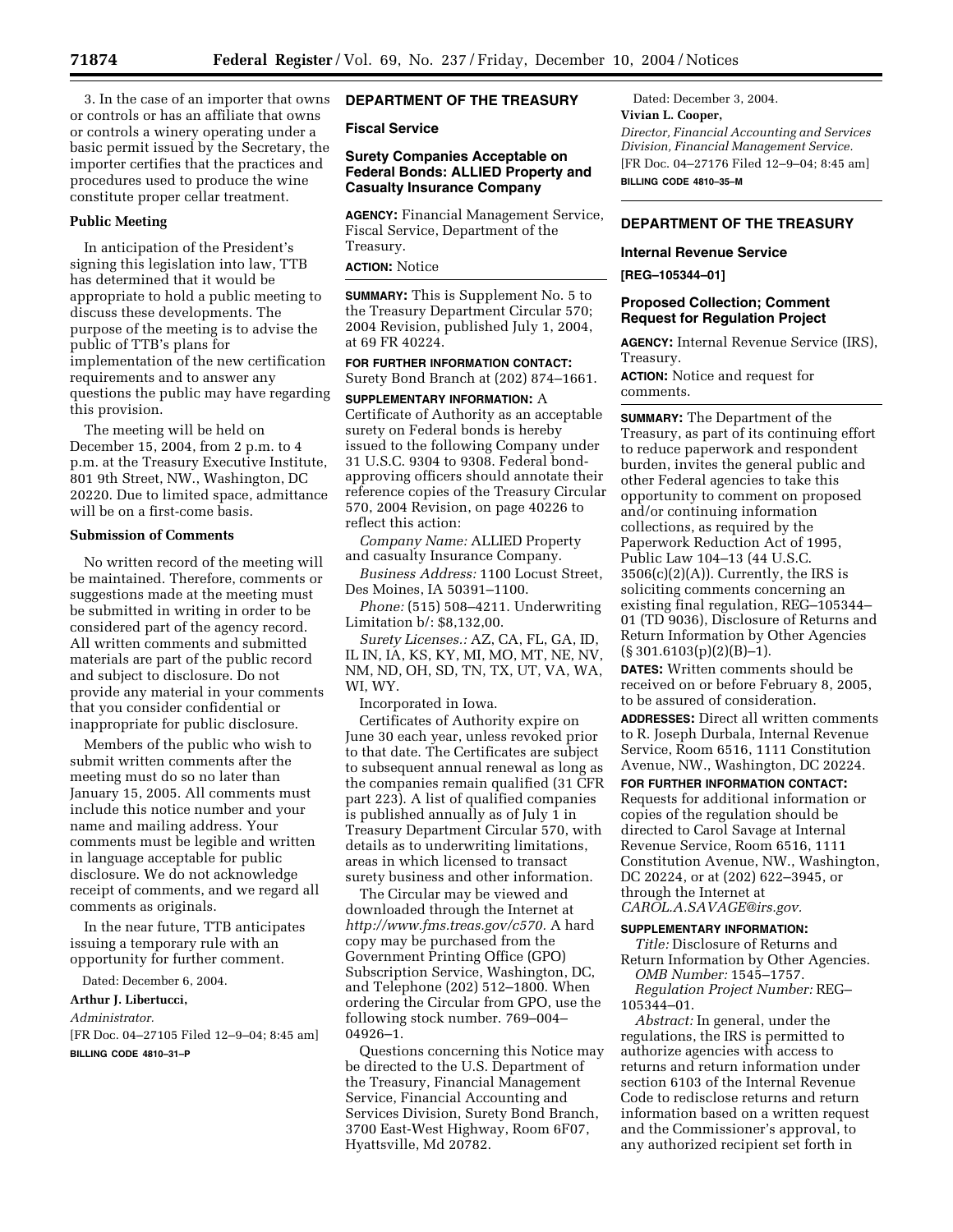3. In the case of an importer that owns or controls or has an affiliate that owns or controls a winery operating under a basic permit issued by the Secretary, the importer certifies that the practices and procedures used to produce the wine constitute proper cellar treatment.

**Public Meeting**

In anticipation of the President's signing this legislation into law, TTB has determined that it would be appropriate to hold a public meeting to discuss these developments. The purpose of the meeting is to advise the public of TTB's plans for implementation of the new certification requirements and to answer any questions the public may have regarding this provision.

The meeting will be held on December 15, 2004, from 2 p.m. to 4 p.m. at the Treasury Executive Institute, 801 9th Street, NW., Washington, DC 20220. Due to limited space, admittance will be on a first-come basis.

**Submission of Comments**

No written record of the meeting will be maintained. Therefore, comments or suggestions made at the meeting must be submitted in writing in order to be considered part of the agency record. All written comments and submitted materials are part of the public record and subject to disclosure. Do not provide any material in your comments that you consider confidential or inappropriate for public disclosure.

Members of the public who wish to submit written comments after the meeting must do so no later than January 15, 2005. All comments must include this notice number and your name and mailing address. Your comments must be legible and written in language acceptable for public disclosure. We do not acknowledge receipt of comments, and we regard all comments as originals.

In the near future, TTB anticipates issuing a temporary rule with an opportunity for further comment.

Dated: December 6, 2004.

**Arthur J. Libertucci,**

*Administrator.*

[FR Doc. 04–27105 Filed 12–9–04; 8:45 am]

**BILLING CODE 4810–31–P**

## DEPARTMENT OF THE TREASURY

### Fiscal Service

### Surety Companies Acceptable on Federal Bonds: ALLIED Property and Casualty Insurance Company

**AGENCY:** Financial Management Service, Fiscal Service, Department of the Treasury.

**ACTION:** Notice

**SUMMARY:** This is Supplement No. 5 to the Treasury Department Circular 570; 2004 Revision, published July 1, 2004, at 69 FR 40224.

**FOR FURTHER INFORMATION CONTACT:** Surety Bond Branch at (202) 874–1661.

**SUPPLEMENTARY INFORMATION:** A Certificate of Authority as an acceptable surety on Federal bonds is hereby issued to the following Company under 31 U.S.C. 9304 to 9308. Federal bond-approving officers should annotate their reference copies of the Treasury Circular 570, 2004 Revision, on page 40226 to reflect this action:

*Company Name:* ALLIED Property and casualty Insurance Company.

*Business Address:* 1100 Locust Street, Des Moines, IA 50391–1100.

*Phone:* (515) 508–4211. Underwriting Limitation b/: $8,132,00.

*Surety Licenses.:* AZ, CA, FL, GA, ID, IL IN, IA, KS, KY, MI, MO, MT, NE, NV, NM, ND, OH, SD, TN, TX, UT, VA, WA, WI, WY.

Incorporated in Iowa.

Certificates of Authority expire on June 30 each year, unless revoked prior to that date. The Certificates are subject to subsequent annual renewal as long as the companies remain qualified (31 CFR part 223). A list of qualified companies is published annually as of July 1 in Treasury Department Circular 570, with details as to underwriting limitations, areas in which licensed to transact surety business and other information.

The Circular may be viewed and downloaded through the Internet at *http://www.fms.treas.gov/c570.* A hard copy may be purchased from the Government Printing Office (GPO) Subscription Service, Washington, DC, and Telephone (202) 512–1800. When ordering the Circular from GPO, use the following stock number. 769–004–04926–1.

Questions concerning this Notice may be directed to the U.S. Department of the Treasury, Financial Management Service, Financial Accounting and Services Division, Surety Bond Branch, 3700 East-West Highway, Room 6F07, Hyattsville, Md 20782.

Dated: December 3, 2004.

**Vivian L. Cooper,**

*Director, Financial Accounting and Services Division, Financial Management Service.*

[FR Doc. 04–27176 Filed 12–9–04; 8:45 am]

**BILLING CODE 4810–35–M**

## DEPARTMENT OF THE TREASURY

### Internal Revenue Service

**[REG–105344–01]**

### Proposed Collection; Comment Request for Regulation Project

**AGENCY:** Internal Revenue Service (IRS), Treasury.

**ACTION:** Notice and request for comments.

**SUMMARY:** The Department of the Treasury, as part of its continuing effort to reduce paperwork and respondent burden, invites the general public and other Federal agencies to take this opportunity to comment on proposed and/or continuing information collections, as required by the Paperwork Reduction Act of 1995, Public Law 104–13 (44 U.S.C. 3506(c)(2)(A)). Currently, the IRS is soliciting comments concerning an existing final regulation, REG–105344–01 (TD 9036), Disclosure of Returns and Return Information by Other Agencies (§ 301.6103(p)(2)(B)–1).

**DATES:** Written comments should be received on or before February 8, 2005, to be assured of consideration.

**ADDRESSES:** Direct all written comments to R. Joseph Durbala, Internal Revenue Service, Room 6516, 1111 Constitution Avenue, NW., Washington, DC 20224.

**FOR FURTHER INFORMATION CONTACT:** Requests for additional information or copies of the regulation should be directed to Carol Savage at Internal Revenue Service, Room 6516, 1111 Constitution Avenue, NW., Washington, DC 20224, or at (202) 622–3945, or through the Internet at *CAROL.A.SAVAGE@irs.gov.*

**SUPPLEMENTARY INFORMATION:**

*Title:* Disclosure of Returns and Return Information by Other Agencies.

*OMB Number:* 1545–1757.

*Regulation Project Number:* REG–105344–01.

*Abstract:* In general, under the regulations, the IRS is permitted to authorize agencies with access to returns and return information under section 6103 of the Internal Revenue Code to redisclose returns and return information based on a written request and the Commissioner's approval, to any authorized recipient set forth in